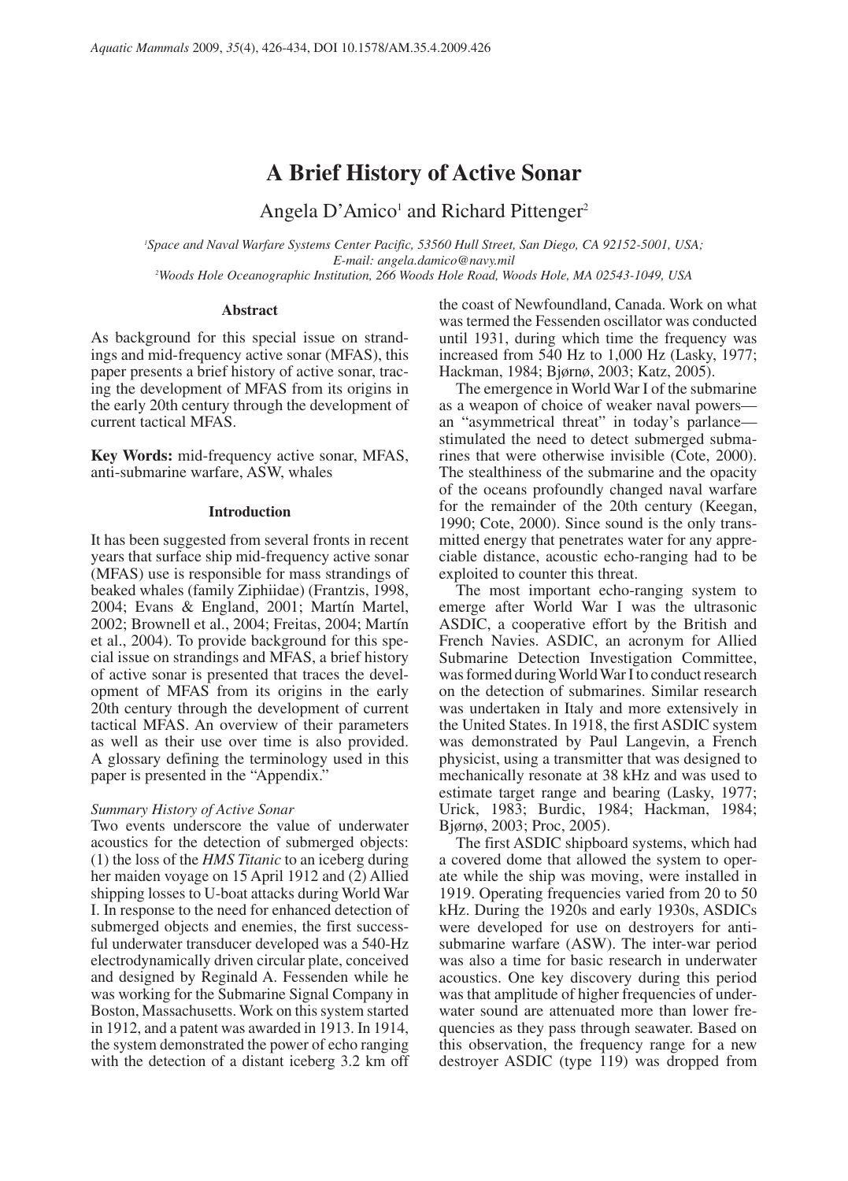# A Brief History of Active Sonar

Angela D'Amico[1] and Richard Pittenger[2]

[1]*Space and Naval Warfare Systems Center Pacific, 53560 Hull Street, San Diego, CA 92152-5001, USA; E-mail: angela.damico@navy.mil*

[2]*Woods Hole Oceanographic Institution, 266 Woods Hole Road, Woods Hole, MA 02543-1049, USA*

### Abstract

As background for this special issue on strandings and mid-frequency active sonar (MFAS), this paper presents a brief history of active sonar, tracing the development of MFAS from its origins in the early 20th century through the development of current tactical MFAS.

**Key Words:** mid-frequency active sonar, MFAS, anti-submarine warfare, ASW, whales

### Introduction

It has been suggested from several fronts in recent years that surface ship mid-frequency active sonar (MFAS) use is responsible for mass strandings of beaked whales (family Ziphiidae) (Frantzis, 1998, 2004; Evans & England, 2001; Martín Martel, 2002; Brownell et al., 2004; Freitas, 2004; Martín et al., 2004). To provide background for this special issue on strandings and MFAS, a brief history of active sonar is presented that traces the development of MFAS from its origins in the early 20th century through the development of current tactical MFAS. An overview of their parameters as well as their use over time is also provided. A glossary defining the terminology used in this paper is presented in the "Appendix."

#### *Summary History of Active Sonar*

Two events underscore the value of underwater acoustics for the detection of submerged objects: (1) the loss of the *HMS Titanic* to an iceberg during her maiden voyage on 15 April 1912 and (2) Allied shipping losses to U-boat attacks during World War I. In response to the need for enhanced detection of submerged objects and enemies, the first successful underwater transducer developed was a 540-Hz electrodynamically driven circular plate, conceived and designed by Reginald A. Fessenden while he was working for the Submarine Signal Company in Boston, Massachusetts. Work on this system started in 1912, and a patent was awarded in 1913. In 1914, the system demonstrated the power of echo ranging with the detection of a distant iceberg 3.2 km off the coast of Newfoundland, Canada. Work on what was termed the Fessenden oscillator was conducted until 1931, during which time the frequency was increased from 540 Hz to 1,000 Hz (Lasky, 1977; Hackman, 1984; Bjørnø, 2003; Katz, 2005).

The emergence in World War I of the submarine as a weapon of choice of weaker naval powers—an "asymmetrical threat" in today's parlance—stimulated the need to detect submerged submarines that were otherwise invisible (Cote, 2000). The stealthiness of the submarine and the opacity of the oceans profoundly changed naval warfare for the remainder of the 20th century (Keegan, 1990; Cote, 2000). Since sound is the only transmitted energy that penetrates water for any appreciable distance, acoustic echo-ranging had to be exploited to counter this threat.

The most important echo-ranging system to emerge after World War I was the ultrasonic ASDIC, a cooperative effort by the British and French Navies. ASDIC, an acronym for Allied Submarine Detection Investigation Committee, was formed during World War I to conduct research on the detection of submarines. Similar research was undertaken in Italy and more extensively in the United States. In 1918, the first ASDIC system was demonstrated by Paul Langevin, a French physicist, using a transmitter that was designed to mechanically resonate at 38 kHz and was used to estimate target range and bearing (Lasky, 1977; Urick, 1983; Burdic, 1984; Hackman, 1984; Bjørnø, 2003; Proc, 2005).

The first ASDIC shipboard systems, which had a covered dome that allowed the system to operate while the ship was moving, were installed in 1919. Operating frequencies varied from 20 to 50 kHz. During the 1920s and early 1930s, ASDICs were developed for use on destroyers for anti-submarine warfare (ASW). The inter-war period was also a time for basic research in underwater acoustics. One key discovery during this period was that amplitude of higher frequencies of underwater sound are attenuated more than lower frequencies as they pass through seawater. Based on this observation, the frequency range for a new destroyer ASDIC (type 119) was dropped from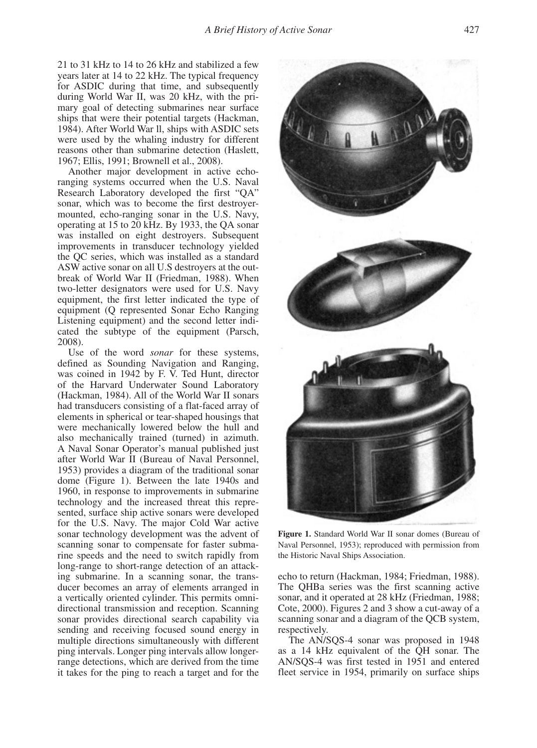21 to 31 kHz to 14 to 26 kHz and stabilized a few years later at 14 to 22 kHz. The typical frequency for ASDIC during that time, and subsequently during World War II, was 20 kHz, with the primary goal of detecting submarines near surface ships that were their potential targets (Hackman, 1984). After World War ll, ships with ASDIC sets were used by the whaling industry for different reasons other than submarine detection (Haslett, 1967; Ellis, 1991; Brownell et al., 2008).

Another major development in active echo-ranging systems occurred when the U.S. Naval Research Laboratory developed the first "QA" sonar, which was to become the first destroyer-mounted, echo-ranging sonar in the U.S. Navy, operating at 15 to 20 kHz. By 1933, the QA sonar was installed on eight destroyers. Subsequent improvements in transducer technology yielded the QC series, which was installed as a standard ASW active sonar on all U.S destroyers at the outbreak of World War II (Friedman, 1988). When two-letter designators were used for U.S. Navy equipment, the first letter indicated the type of equipment (Q represented Sonar Echo Ranging Listening equipment) and the second letter indicated the subtype of the equipment (Parsch, 2008).

Use of the word *sonar* for these systems, defined as Sounding Navigation and Ranging, was coined in 1942 by F. V. Ted Hunt, director of the Harvard Underwater Sound Laboratory (Hackman, 1984). All of the World War II sonars had transducers consisting of a flat-faced array of elements in spherical or tear-shaped housings that were mechanically lowered below the hull and also mechanically trained (turned) in azimuth. A Naval Sonar Operator's manual published just after World War II (Bureau of Naval Personnel, 1953) provides a diagram of the traditional sonar dome (Figure 1). Between the late 1940s and 1960, in response to improvements in submarine technology and the increased threat this represented, surface ship active sonars were developed for the U.S. Navy. The major Cold War active sonar technology development was the advent of scanning sonar to compensate for faster submarine speeds and the need to switch rapidly from long-range to short-range detection of an attacking submarine. In a scanning sonar, the transducer becomes an array of elements arranged in a vertically oriented cylinder. This permits omnidirectional transmission and reception. Scanning sonar provides directional search capability via sending and receiving focused sound energy in multiple directions simultaneously with different ping intervals. Longer ping intervals allow longer-range detections, which are derived from the time it takes for the ping to reach a target and for the echo to return (Hackman, 1984; Friedman, 1988). The QHBa series was the first scanning active sonar, and it operated at 28 kHz (Friedman, 1988; Cote, 2000). Figures 2 and 3 show a cut-away of a scanning sonar and a diagram of the QCB system, respectively.

**Figure 1.** Standard World War II sonar domes (Bureau of Naval Personnel, 1953); reproduced with permission from the Historic Naval Ships Association.

The AN/SQS-4 sonar was proposed in 1948 as a 14 kHz equivalent of the QH sonar. The AN/SQS-4 was first tested in 1951 and entered fleet service in 1954, primarily on surface ships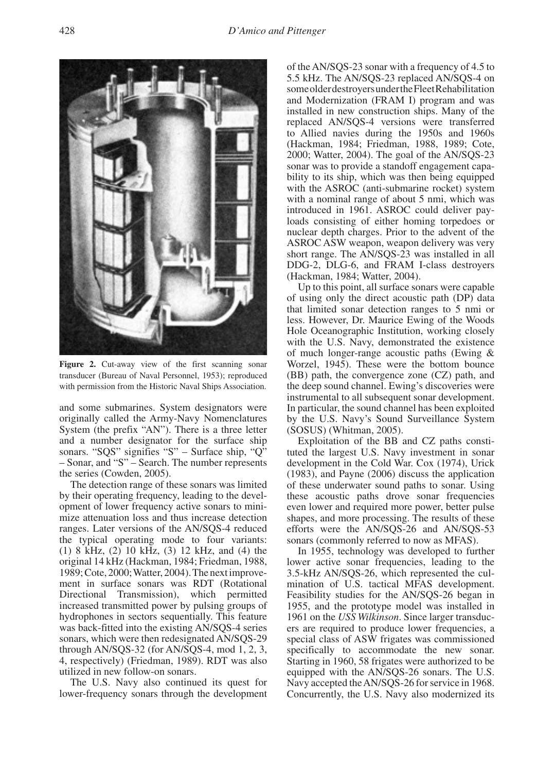**Figure 2.** Cut-away view of the first scanning sonar transducer (Bureau of Naval Personnel, 1953); reproduced with permission from the Historic Naval Ships Association.

and some submarines. System designators were originally called the Army-Navy Nomenclatures System (the prefix "AN"). There is a three letter and a number designator for the surface ship sonars. "SQS" signifies "S" – Surface ship, "Q" – Sonar, and "S" – Search. The number represents the series (Cowden, 2005).

The detection range of these sonars was limited by their operating frequency, leading to the development of lower frequency active sonars to minimize attenuation loss and thus increase detection ranges. Later versions of the AN/SQS-4 reduced the typical operating mode to four variants: (1) 8 kHz, (2) 10 kHz, (3) 12 kHz, and (4) the original 14 kHz (Hackman, 1984; Friedman, 1988, 1989; Cote, 2000; Watter, 2004). The next improvement in surface sonars was RDT (Rotational Directional Transmission), which permitted increased transmitted power by pulsing groups of hydrophones in sectors sequentially. This feature was back-fitted into the existing AN/SQS-4 series sonars, which were then redesignated AN/SQS-29 through AN/SQS-32 (for AN/SQS-4, mod 1, 2, 3, 4, respectively) (Friedman, 1989). RDT was also utilized in new follow-on sonars.

The U.S. Navy also continued its quest for lower-frequency sonars through the development of the AN/SQS-23 sonar with a frequency of 4.5 to 5.5 kHz. The AN/SQS-23 replaced AN/SQS-4 on some older destroyers under the Fleet Rehabilitation and Modernization (FRAM I) program and was installed in new construction ships. Many of the replaced AN/SQS-4 versions were transferred to Allied navies during the 1950s and 1960s (Hackman, 1984; Friedman, 1988, 1989; Cote, 2000; Watter, 2004). The goal of the AN/SQS-23 sonar was to provide a standoff engagement capability to its ship, which was then being equipped with the ASROC (anti-submarine rocket) system with a nominal range of about 5 nmi, which was introduced in 1961. ASROC could deliver payloads consisting of either homing torpedoes or nuclear depth charges. Prior to the advent of the ASROC ASW weapon, weapon delivery was very short range. The AN/SQS-23 was installed in all DDG-2, DLG-6, and FRAM I-class destroyers (Hackman, 1984; Watter, 2004).

Up to this point, all surface sonars were capable of using only the direct acoustic path (DP) data that limited sonar detection ranges to 5 nmi or less. However, Dr. Maurice Ewing of the Woods Hole Oceanographic Institution, working closely with the U.S. Navy, demonstrated the existence of much longer-range acoustic paths (Ewing & Worzel, 1945). These were the bottom bounce (BB) path, the convergence zone (CZ) path, and the deep sound channel. Ewing's discoveries were instrumental to all subsequent sonar development. In particular, the sound channel has been exploited by the U.S. Navy's Sound Surveillance System (SOSUS) (Whitman, 2005).

Exploitation of the BB and CZ paths constituted the largest U.S. Navy investment in sonar development in the Cold War. Cox (1974), Urick (1983), and Payne (2006) discuss the application of these underwater sound paths to sonar. Using these acoustic paths drove sonar frequencies even lower and required more power, better pulse shapes, and more processing. The results of these efforts were the AN/SQS-26 and AN/SQS-53 sonars (commonly referred to now as MFAS).

In 1955, technology was developed to further lower active sonar frequencies, leading to the 3.5-kHz AN/SQS-26, which represented the culmination of U.S. tactical MFAS development. Feasibility studies for the AN/SQS-26 began in 1955, and the prototype model was installed in 1961 on the *USS Wilkinson*. Since larger transducers are required to produce lower frequencies, a special class of ASW frigates was commissioned specifically to accommodate the new sonar. Starting in 1960, 58 frigates were authorized to be equipped with the AN/SQS-26 sonars. The U.S. Navy accepted the AN/SQS-26 for service in 1968. Concurrently, the U.S. Navy also modernized its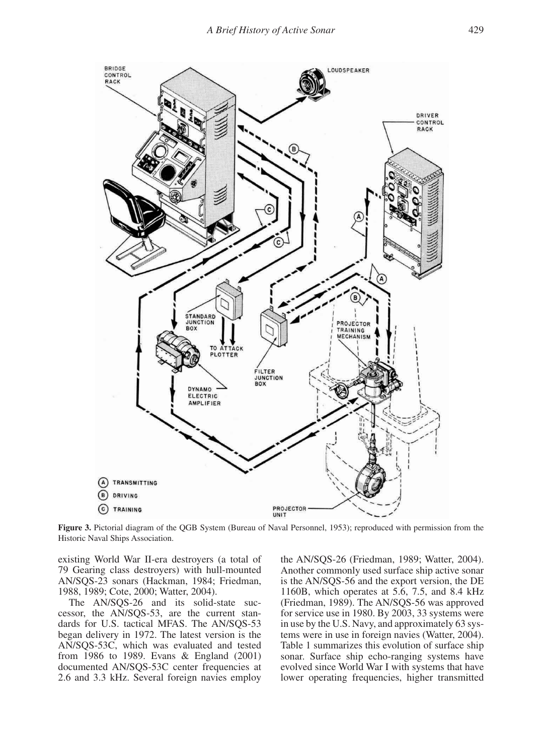**Figure 3.** Pictorial diagram of the QGB System (Bureau of Naval Personnel, 1953); reproduced with permission from the Historic Naval Ships Association.

existing World War II-era destroyers (a total of 79 Gearing class destroyers) with hull-mounted AN/SQS-23 sonars (Hackman, 1984; Friedman, 1988, 1989; Cote, 2000; Watter, 2004).

The AN/SQS-26 and its solid-state successor, the AN/SQS-53, are the current standards for U.S. tactical MFAS. The AN/SQS-53 began delivery in 1972. The latest version is the AN/SQS-53C, which was evaluated and tested from 1986 to 1989. Evans & England (2001) documented AN/SQS-53C center frequencies at 2.6 and 3.3 kHz. Several foreign navies employ the AN/SQS-26 (Friedman, 1989; Watter, 2004). Another commonly used surface ship active sonar is the AN/SQS-56 and the export version, the DE 1160B, which operates at 5.6, 7.5, and 8.4 kHz (Friedman, 1989). The AN/SQS-56 was approved for service use in 1980. By 2003, 33 systems were in use by the U.S. Navy, and approximately 63 systems were in use in foreign navies (Watter, 2004). Table 1 summarizes this evolution of surface ship sonar. Surface ship echo-ranging systems have evolved since World War I with systems that have lower operating frequencies, higher transmitted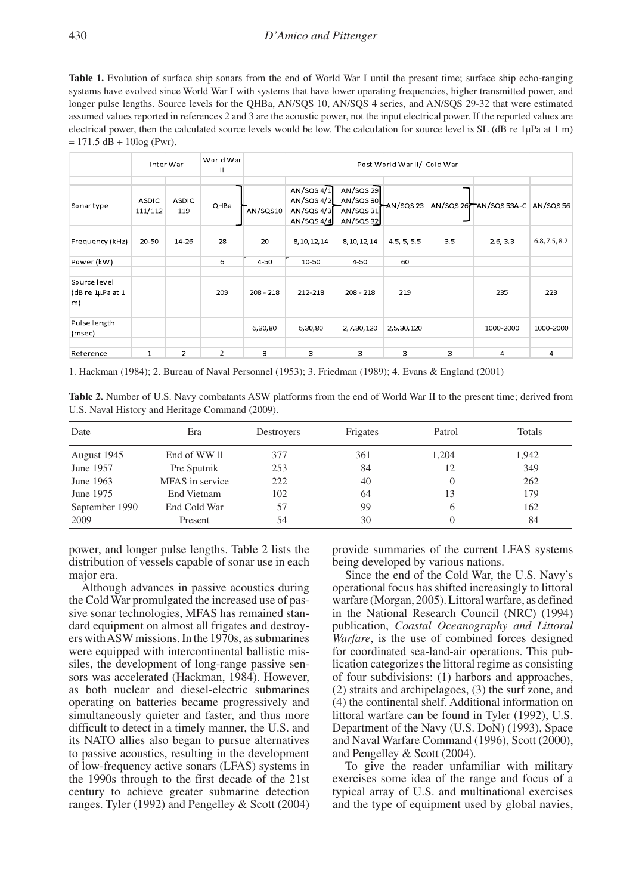**Table 1.** Evolution of surface ship sonars from the end of World War I until the present time; surface ship echo-ranging systems have evolved since World War I with systems that have lower operating frequencies, higher transmitted power, and longer pulse lengths. Source levels for the QHBa, AN/SQS 10, AN/SQS 4 series, and AN/SQS 29-32 that were estimated assumed values reported in references 2 and 3 are the acoustic power, not the input electrical power. If the reported values are electrical power, then the calculated source levels would be low. The calculation for source level is SL (dB re 1µPa at 1 m) = 171.5 dB + 10log (Pwr).

| | Inter War | | World War II | Post World War II/ Cold War | | | | | | |
|---|---|---|---|---|---|---|---|---|---|---|
| Sonar type | ASDIC 111/112 | ASDIC 119 | QHBa | AN/SQS10 | AN/SQS 4/1, AN/SQS 4/2, AN/SQS 4/3, AN/SQS 4/4 | AN/SQS 29, AN/SQS 30, AN/SQS 31, AN/SQS 32 | AN/SQS 23 | AN/SQS 26 | AN/SQS 53A-C | AN/SQS 56 |
| Frequency (kHz) | 20-50 | 14-26 | 28 | 20 | 8, 10, 12, 14 | 8, 10, 12, 14 | 4.5, 5, 5.5 | 3.5 | 2.6, 3.3 | 6.8, 7.5, 8.2 |
| Power (kW) | | | 6 | 4-50 | 10-50 | 4-50 | 60 | | | |
| Source level (dB re 1µPa at 1 m) | | | 209 | 208 - 218 | 212-218 | 208 - 218 | 219 | | 235 | 223 |
| Pulse length (msec) | | | | 6, 30, 80 | 6, 30, 80 | 2, 7, 30, 120 | 2, 5, 30, 120 | | 1000-2000 | 1000-2000 |
| Reference | 1 | 2 | 2 | 3 | 3 | 3 | 3 | 3 | 4 | 4 |

1. Hackman (1984); 2. Bureau of Naval Personnel (1953); 3. Friedman (1989); 4. Evans & England (2001)

**Table 2.** Number of U.S. Navy combatants ASW platforms from the end of World War II to the present time; derived from U.S. Naval History and Heritage Command (2009).

| Date | Era | Destroyers | Frigates | Patrol | Totals |
|---|---|---|---|---|---|
| August 1945 | End of WW ll | 377 | 361 | 1,204 | 1,942 |
| June 1957 | Pre Sputnik | 253 | 84 | 12 | 349 |
| June 1963 | MFAS in service | 222 | 40 | 0 | 262 |
| June 1975 | End Vietnam | 102 | 64 | 13 | 179 |
| September 1990 | End Cold War | 57 | 99 | 6 | 162 |
| 2009 | Present | 54 | 30 | 0 | 84 |

power, and longer pulse lengths. Table 2 lists the distribution of vessels capable of sonar use in each major era.

Although advances in passive acoustics during the Cold War promulgated the increased use of passive sonar technologies, MFAS has remained standard equipment on almost all frigates and destroyers with ASW missions. In the 1970s, as submarines were equipped with intercontinental ballistic missiles, the development of long-range passive sensors was accelerated (Hackman, 1984). However, as both nuclear and diesel-electric submarines operating on batteries became progressively and simultaneously quieter and faster, and thus more difficult to detect in a timely manner, the U.S. and its NATO allies also began to pursue alternatives to passive acoustics, resulting in the development of low-frequency active sonars (LFAS) systems in the 1990s through to the first decade of the 21st century to achieve greater submarine detection ranges. Tyler (1992) and Pengelley & Scott (2004) provide summaries of the current LFAS systems being developed by various nations.

Since the end of the Cold War, the U.S. Navy's operational focus has shifted increasingly to littoral warfare (Morgan, 2005). Littoral warfare, as defined in the National Research Council (NRC) (1994) publication, *Coastal Oceanography and Littoral Warfare*, is the use of combined forces designed for coordinated sea-land-air operations. This publication categorizes the littoral regime as consisting of four subdivisions: (1) harbors and approaches, (2) straits and archipelagoes, (3) the surf zone, and (4) the continental shelf. Additional information on littoral warfare can be found in Tyler (1992), U.S. Department of the Navy (U.S. DoN) (1993), Space and Naval Warfare Command (1996), Scott (2000), and Pengelley & Scott (2004).

To give the reader unfamiliar with military exercises some idea of the range and focus of a typical array of U.S. and multinational exercises and the type of equipment used by global navies,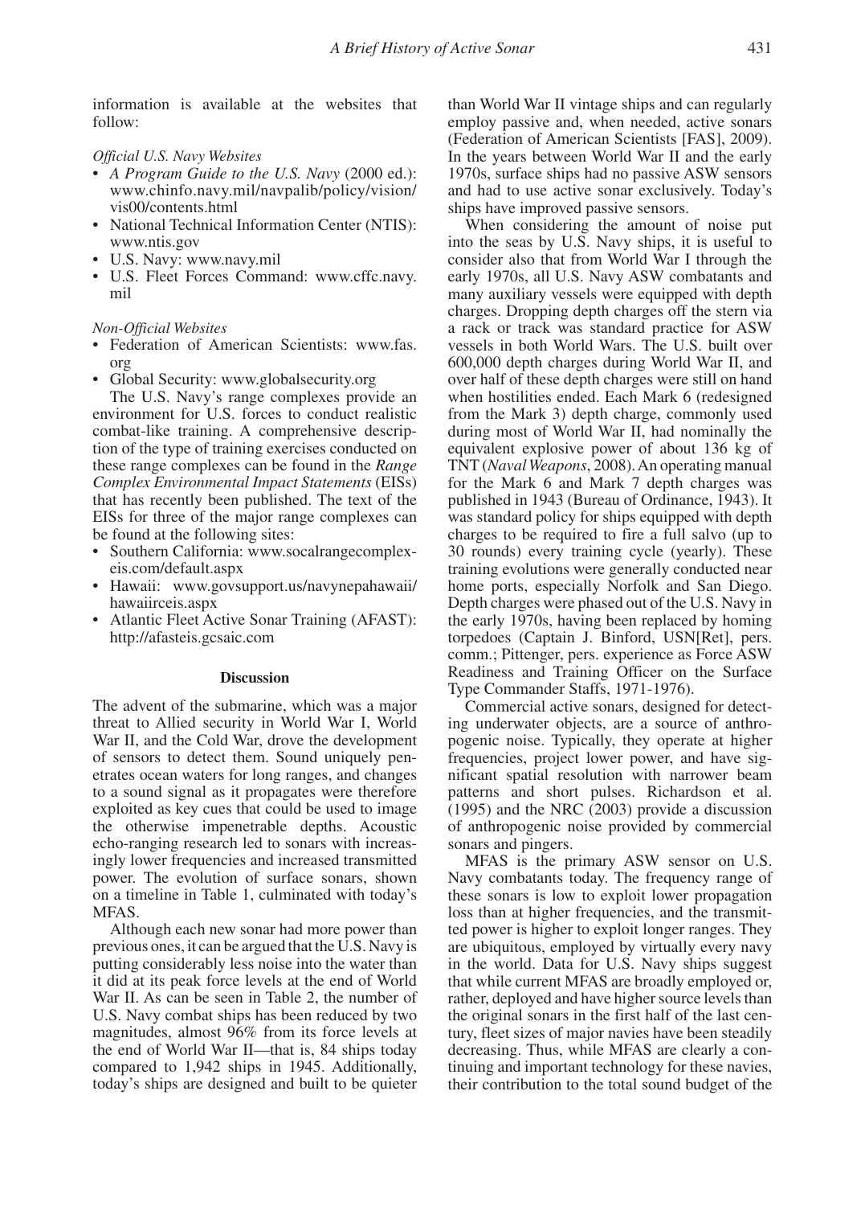information is available at the websites that follow:

*Official U.S. Navy Websites*

- *A Program Guide to the U.S. Navy* (2000 ed.): www.chinfo.navy.mil/navpalib/policy/vision/vis00/contents.html
- National Technical Information Center (NTIS): www.ntis.gov
- U.S. Navy: www.navy.mil
- U.S. Fleet Forces Command: www.cffc.navy.mil

*Non-Official Websites*

- Federation of American Scientists: www.fas.org
- Global Security: www.globalsecurity.org

The U.S. Navy's range complexes provide an environment for U.S. forces to conduct realistic combat-like training. A comprehensive description of the type of training exercises conducted on these range complexes can be found in the *Range Complex Environmental Impact Statements* (EISs) that has recently been published. The text of the EISs for three of the major range complexes can be found at the following sites:

- Southern California: www.socalrangecomplexeis.com/default.aspx
- Hawaii: www.govsupport.us/navynepahawaii/hawaiirceis.aspx
- Atlantic Fleet Active Sonar Training (AFAST): http://afasteis.gcsaic.com

## Discussion

The advent of the submarine, which was a major threat to Allied security in World War I, World War II, and the Cold War, drove the development of sensors to detect them. Sound uniquely penetrates ocean waters for long ranges, and changes to a sound signal as it propagates were therefore exploited as key cues that could be used to image the otherwise impenetrable depths. Acoustic echo-ranging research led to sonars with increasingly lower frequencies and increased transmitted power. The evolution of surface sonars, shown on a timeline in Table 1, culminated with today's MFAS.

Although each new sonar had more power than previous ones, it can be argued that the U.S. Navy is putting considerably less noise into the water than it did at its peak force levels at the end of World War II. As can be seen in Table 2, the number of U.S. Navy combat ships has been reduced by two magnitudes, almost 96% from its force levels at the end of World War II—that is, 84 ships today compared to 1,942 ships in 1945. Additionally, today's ships are designed and built to be quieter than World War II vintage ships and can regularly employ passive and, when needed, active sonars (Federation of American Scientists [FAS], 2009). In the years between World War II and the early 1970s, surface ships had no passive ASW sensors and had to use active sonar exclusively. Today's ships have improved passive sensors.

When considering the amount of noise put into the seas by U.S. Navy ships, it is useful to consider also that from World War I through the early 1970s, all U.S. Navy ASW combatants and many auxiliary vessels were equipped with depth charges. Dropping depth charges off the stern via a rack or track was standard practice for ASW vessels in both World Wars. The U.S. built over 600,000 depth charges during World War II, and over half of these depth charges were still on hand when hostilities ended. Each Mark 6 (redesigned from the Mark 3) depth charge, commonly used during most of World War II, had nominally the equivalent explosive power of about 136 kg of TNT (*Naval Weapons*, 2008). An operating manual for the Mark 6 and Mark 7 depth charges was published in 1943 (Bureau of Ordinance, 1943). It was standard policy for ships equipped with depth charges to be required to fire a full salvo (up to 30 rounds) every training cycle (yearly). These training evolutions were generally conducted near home ports, especially Norfolk and San Diego. Depth charges were phased out of the U.S. Navy in the early 1970s, having been replaced by homing torpedoes (Captain J. Binford, USN[Ret], pers. comm.; Pittenger, pers. experience as Force ASW Readiness and Training Officer on the Surface Type Commander Staffs, 1971-1976).

Commercial active sonars, designed for detecting underwater objects, are a source of anthropogenic noise. Typically, they operate at higher frequencies, project lower power, and have significant spatial resolution with narrower beam patterns and short pulses. Richardson et al. (1995) and the NRC (2003) provide a discussion of anthropogenic noise provided by commercial sonars and pingers.

MFAS is the primary ASW sensor on U.S. Navy combatants today. The frequency range of these sonars is low to exploit lower propagation loss than at higher frequencies, and the transmitted power is higher to exploit longer ranges. They are ubiquitous, employed by virtually every navy in the world. Data for U.S. Navy ships suggest that while current MFAS are broadly employed or, rather, deployed and have higher source levels than the original sonars in the first half of the last century, fleet sizes of major navies have been steadily decreasing. Thus, while MFAS are clearly a continuing and important technology for these navies, their contribution to the total sound budget of the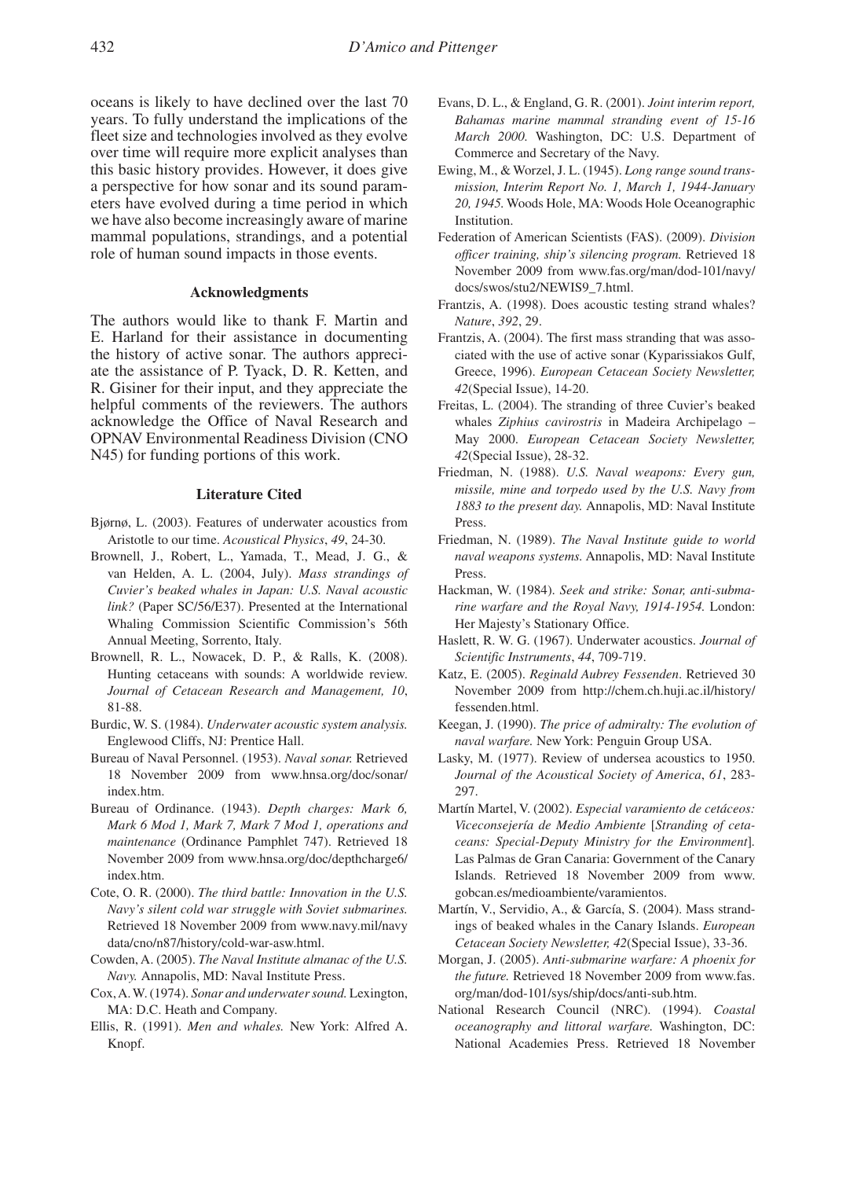oceans is likely to have declined over the last 70 years. To fully understand the implications of the fleet size and technologies involved as they evolve over time will require more explicit analyses than this basic history provides. However, it does give a perspective for how sonar and its sound parameters have evolved during a time period in which we have also become increasingly aware of marine mammal populations, strandings, and a potential role of human sound impacts in those events.

### Acknowledgments

The authors would like to thank F. Martin and E. Harland for their assistance in documenting the history of active sonar. The authors appreciate the assistance of P. Tyack, D. R. Ketten, and R. Gisiner for their input, and they appreciate the helpful comments of the reviewers. The authors acknowledge the Office of Naval Research and OPNAV Environmental Readiness Division (CNO N45) for funding portions of this work.

### Literature Cited

Bjørnø, L. (2003). Features of underwater acoustics from Aristotle to our time. *Acoustical Physics*, *49*, 24-30.

Brownell, J., Robert, L., Yamada, T., Mead, J. G., & van Helden, A. L. (2004, July). *Mass strandings of Cuvier's beaked whales in Japan: U.S. Naval acoustic link?* (Paper SC/56/E37). Presented at the International Whaling Commission Scientific Commission's 56th Annual Meeting, Sorrento, Italy.

Brownell, R. L., Nowacek, D. P., & Ralls, K. (2008). Hunting cetaceans with sounds: A worldwide review. *Journal of Cetacean Research and Management, 10*, 81-88.

Burdic, W. S. (1984). *Underwater acoustic system analysis.* Englewood Cliffs, NJ: Prentice Hall.

Bureau of Naval Personnel. (1953). *Naval sonar.* Retrieved 18 November 2009 from www.hnsa.org/doc/sonar/index.htm.

Bureau of Ordinance. (1943). *Depth charges: Mark 6, Mark 6 Mod 1, Mark 7, Mark 7 Mod 1, operations and maintenance* (Ordinance Pamphlet 747). Retrieved 18 November 2009 from www.hnsa.org/doc/depthcharge6/index.htm.

Cote, O. R. (2000). *The third battle: Innovation in the U.S. Navy's silent cold war struggle with Soviet submarines.* Retrieved 18 November 2009 from www.navy.mil/navydata/cno/n87/history/cold-war-asw.html.

Cowden, A. (2005). *The Naval Institute almanac of the U.S. Navy.* Annapolis, MD: Naval Institute Press.

Cox, A. W. (1974). *Sonar and underwater sound.* Lexington, MA: D.C. Heath and Company.

Ellis, R. (1991). *Men and whales.* New York: Alfred A. Knopf.

Evans, D. L., & England, G. R. (2001). *Joint interim report, Bahamas marine mammal stranding event of 15-16 March 2000.* Washington, DC: U.S. Department of Commerce and Secretary of the Navy.

Ewing, M., & Worzel, J. L. (1945). *Long range sound transmission, Interim Report No. 1, March 1, 1944-January 20, 1945.* Woods Hole, MA: Woods Hole Oceanographic Institution.

Federation of American Scientists (FAS). (2009). *Division officer training, ship's silencing program.* Retrieved 18 November 2009 from www.fas.org/man/dod-101/navy/docs/swos/stu2/NEWIS9_7.html.

Frantzis, A. (1998). Does acoustic testing strand whales? *Nature*, *392*, 29.

Frantzis, A. (2004). The first mass stranding that was associated with the use of active sonar (Kyparissiakos Gulf, Greece, 1996). *European Cetacean Society Newsletter, 42*(Special Issue), 14-20.

Freitas, L. (2004). The stranding of three Cuvier's beaked whales *Ziphius cavirostris* in Madeira Archipelago – May 2000. *European Cetacean Society Newsletter, 42*(Special Issue), 28-32.

Friedman, N. (1988). *U.S. Naval weapons: Every gun, missile, mine and torpedo used by the U.S. Navy from 1883 to the present day.* Annapolis, MD: Naval Institute Press.

Friedman, N. (1989). *The Naval Institute guide to world naval weapons systems.* Annapolis, MD: Naval Institute Press.

Hackman, W. (1984). *Seek and strike: Sonar, anti-submarine warfare and the Royal Navy, 1914-1954.* London: Her Majesty's Stationary Office.

Haslett, R. W. G. (1967). Underwater acoustics. *Journal of Scientific Instruments*, *44*, 709-719.

Katz, E. (2005). *Reginald Aubrey Fessenden*. Retrieved 30 November 2009 from http://chem.ch.huji.ac.il/history/fessenden.html.

Keegan, J. (1990). *The price of admiralty: The evolution of naval warfare.* New York: Penguin Group USA.

Lasky, M. (1977). Review of undersea acoustics to 1950. *Journal of the Acoustical Society of America*, *61*, 283-297.

Martín Martel, V. (2002). *Especial varamiento de cetáceos: Viceconsejería de Medio Ambiente* [*Stranding of cetaceans: Special-Deputy Ministry for the Environment*]. Las Palmas de Gran Canaria: Government of the Canary Islands. Retrieved 18 November 2009 from www.gobcan.es/medioambiente/varamientos.

Martín, V., Servidio, A., & García, S. (2004). Mass strandings of beaked whales in the Canary Islands. *European Cetacean Society Newsletter, 42*(Special Issue), 33-36.

Morgan, J. (2005). *Anti-submarine warfare: A phoenix for the future.* Retrieved 18 November 2009 from www.fas.org/man/dod-101/sys/ship/docs/anti-sub.htm.

National Research Council (NRC). (1994). *Coastal oceanography and littoral warfare.* Washington, DC: National Academies Press. Retrieved 18 November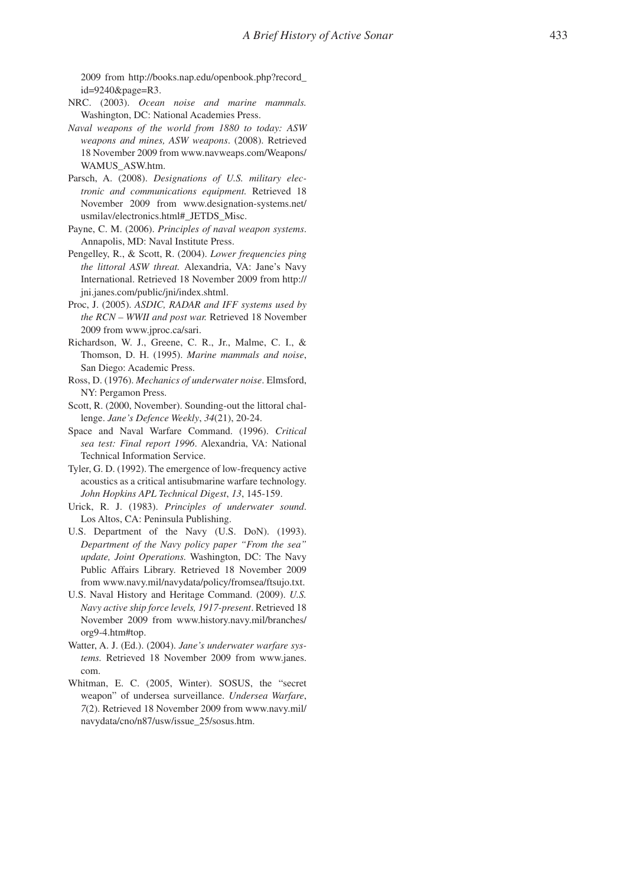2009 from http://books.nap.edu/openbook.php?record_id=9240&page=R3.

NRC. (2003). *Ocean noise and marine mammals.* Washington, DC: National Academies Press.

*Naval weapons of the world from 1880 to today: ASW weapons and mines, ASW weapons*. (2008). Retrieved 18 November 2009 from www.navweaps.com/Weapons/WAMUS_ASW.htm.

Parsch, A. (2008). *Designations of U.S. military electronic and communications equipment.* Retrieved 18 November 2009 from www.designation-systems.net/usmilav/electronics.html#_JETDS_Misc.

Payne, C. M. (2006). *Principles of naval weapon systems*. Annapolis, MD: Naval Institute Press.

Pengelley, R., & Scott, R. (2004). *Lower frequencies ping the littoral ASW threat.* Alexandria, VA: Jane's Navy International. Retrieved 18 November 2009 from http://jni.janes.com/public/jni/index.shtml.

Proc, J. (2005). *ASDIC, RADAR and IFF systems used by the RCN – WWII and post war.* Retrieved 18 November 2009 from www.jproc.ca/sari.

Richardson, W. J., Greene, C. R., Jr., Malme, C. I., & Thomson, D. H. (1995). *Marine mammals and noise*, San Diego: Academic Press.

Ross, D. (1976). *Mechanics of underwater noise*. Elmsford, NY: Pergamon Press.

Scott, R. (2000, November). Sounding-out the littoral challenge. *Jane's Defence Weekly*, *34*(21), 20-24.

Space and Naval Warfare Command. (1996). *Critical sea test: Final report 1996*. Alexandria, VA: National Technical Information Service.

Tyler, G. D. (1992). The emergence of low-frequency active acoustics as a critical antisubmarine warfare technology. *John Hopkins APL Technical Digest*, *13*, 145-159.

Urick, R. J. (1983). *Principles of underwater sound*. Los Altos, CA: Peninsula Publishing.

U.S. Department of the Navy (U.S. DoN). (1993). *Department of the Navy policy paper "From the sea" update, Joint Operations.* Washington, DC: The Navy Public Affairs Library. Retrieved 18 November 2009 from www.navy.mil/navydata/policy/fromsea/ftsujo.txt.

U.S. Naval History and Heritage Command. (2009). *U.S. Navy active ship force levels, 1917-present*. Retrieved 18 November 2009 from www.history.navy.mil/branches/org9-4.htm#top.

Watter, A. J. (Ed.). (2004). *Jane's underwater warfare systems.* Retrieved 18 November 2009 from www.janes.com.

Whitman, E. C. (2005, Winter). SOSUS, the "secret weapon" of undersea surveillance. *Undersea Warfare*, *7*(2). Retrieved 18 November 2009 from www.navy.mil/navydata/cno/n87/usw/issue_25/sosus.htm.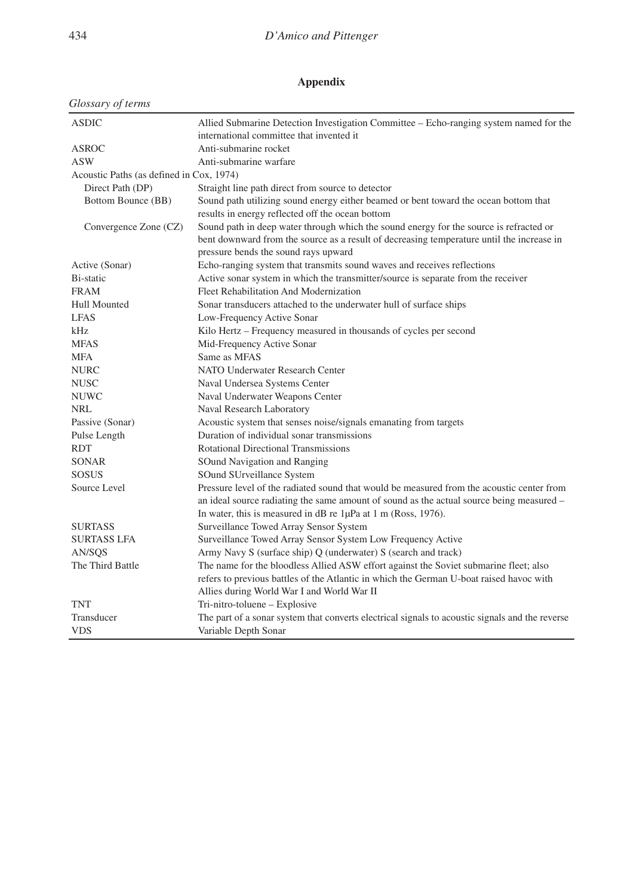## Appendix

*Glossary of terms*

| | |
|---|---|
| ASDIC | Allied Submarine Detection Investigation Committee – Echo-ranging system named for the international committee that invented it |
| ASROC | Anti-submarine rocket |
| ASW | Anti-submarine warfare |
| Acoustic Paths (as defined in Cox, 1974) | |
| Direct Path (DP) | Straight line path direct from source to detector |
| Bottom Bounce (BB) | Sound path utilizing sound energy either beamed or bent toward the ocean bottom that results in energy reflected off the ocean bottom |
| Convergence Zone (CZ) | Sound path in deep water through which the sound energy for the source is refracted or bent downward from the source as a result of decreasing temperature until the increase in pressure bends the sound rays upward |
| Active (Sonar) | Echo-ranging system that transmits sound waves and receives reflections |
| Bi-static | Active sonar system in which the transmitter/source is separate from the receiver |
| FRAM | Fleet Rehabilitation And Modernization |
| Hull Mounted | Sonar transducers attached to the underwater hull of surface ships |
| LFAS | Low-Frequency Active Sonar |
| kHz | Kilo Hertz – Frequency measured in thousands of cycles per second |
| MFAS | Mid-Frequency Active Sonar |
| MFA | Same as MFAS |
| NURC | NATO Underwater Research Center |
| NUSC | Naval Undersea Systems Center |
| NUWC | Naval Underwater Weapons Center |
| NRL | Naval Research Laboratory |
| Passive (Sonar) | Acoustic system that senses noise/signals emanating from targets |
| Pulse Length | Duration of individual sonar transmissions |
| RDT | Rotational Directional Transmissions |
| SONAR | SOund Navigation and Ranging |
| SOSUS | SOund SUrveillance System |
| Source Level | Pressure level of the radiated sound that would be measured from the acoustic center from an ideal source radiating the same amount of sound as the actual source being measured – In water, this is measured in dB re 1μPa at 1 m (Ross, 1976). |
| SURTASS | Surveillance Towed Array Sensor System |
| SURTASS LFA | Surveillance Towed Array Sensor System Low Frequency Active |
| AN/SQS | Army Navy S (surface ship) Q (underwater) S (search and track) |
| The Third Battle | The name for the bloodless Allied ASW effort against the Soviet submarine fleet; also refers to previous battles of the Atlantic in which the German U-boat raised havoc with Allies during World War I and World War II |
| TNT | Tri-nitro-toluene – Explosive |
| Transducer | The part of a sonar system that converts electrical signals to acoustic signals and the reverse |
| VDS | Variable Depth Sonar |